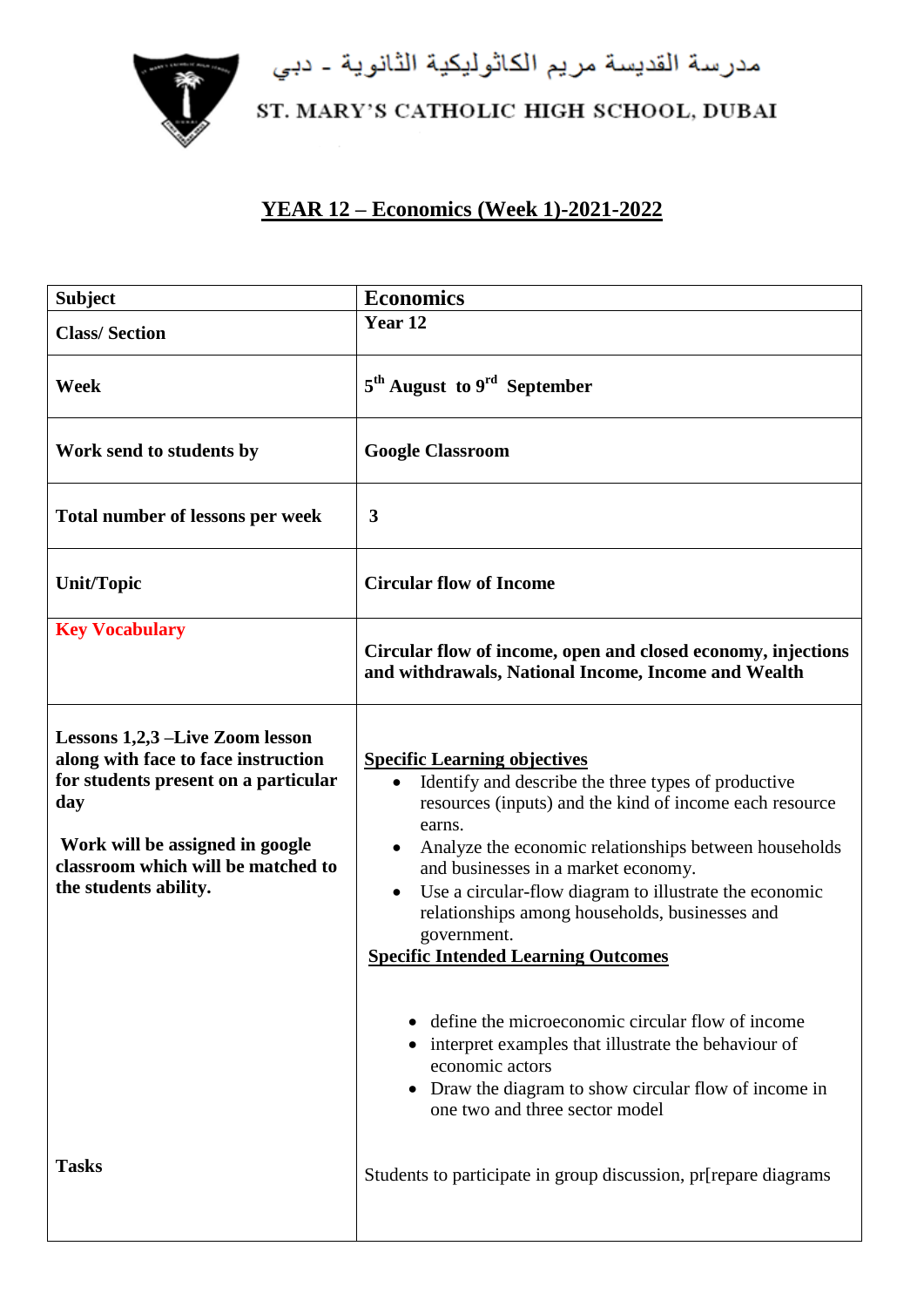مدرسة القديسة مريم الكاثوليكية الثانوية - دبي

ST. MARY'S CATHOLIC HIGH SCHOOL, DUBAI

# YEAR 12 – Economics (Week 1)-2021-2022

| Subject | Economics |
|---|---|
| Class/ Section | Year 12 |
| Week | 5th August to 9rd September |
| Work send to students by | Google Classroom |
| Total number of lessons per week | 3 |
| Unit/Topic | Circular flow of Income |
| Key Vocabulary | Circular flow of income, open and closed economy, injections and withdrawals, National Income, Income and Wealth |
| Lessons 1,2,3 –Live Zoom lesson along with face to face instruction for students present on a particular day<br><br>Work will be assigned in google classroom which will be matched to the students ability. | **Specific Learning objectives**<br>• Identify and describe the three types of productive resources (inputs) and the kind of income each resource earns.<br>• Analyze the economic relationships between households and businesses in a market economy.<br>• Use a circular-flow diagram to illustrate the economic relationships among households, businesses and government.<br>**Specific Intended Learning Outcomes**<br>• define the microeconomic circular flow of income<br>• interpret examples that illustrate the behaviour of economic actors<br>• Draw the diagram to show circular flow of income in one two and three sector model |
| Tasks | Students to participate in group discussion, pr[repare diagrams |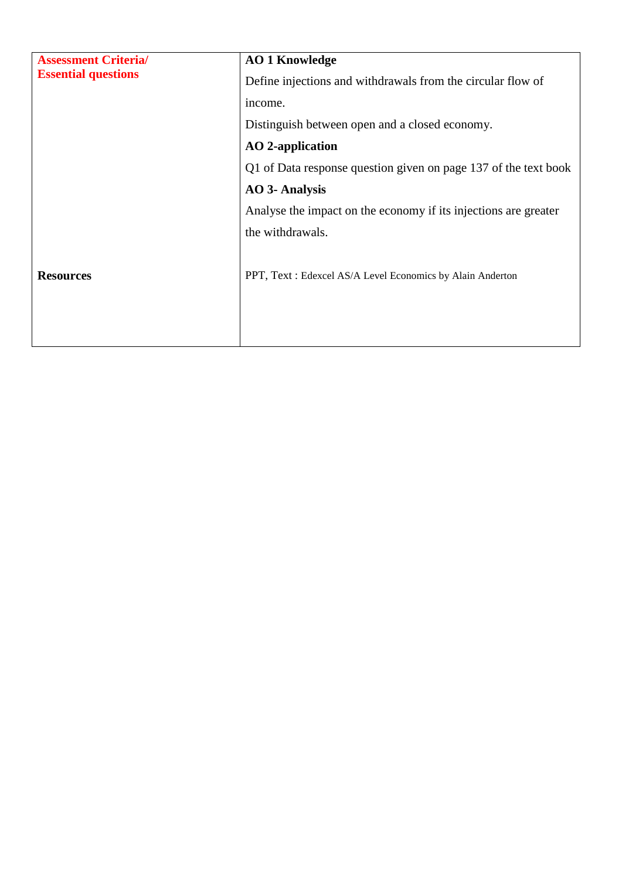| | |
|---|---|
| **Assessment Criteria/ Essential questions** | **AO 1 Knowledge**<br>Define injections and withdrawals from the circular flow of income.<br>Distinguish between open and a closed economy.<br>**AO 2-application**<br>Q1 of Data response question given on page 137 of the text book<br>**AO 3- Analysis**<br>Analyse the impact on the economy if its injections are greater the withdrawals. |
| **Resources** | PPT, Text : Edexcel AS/A Level Economics by Alain Anderton |